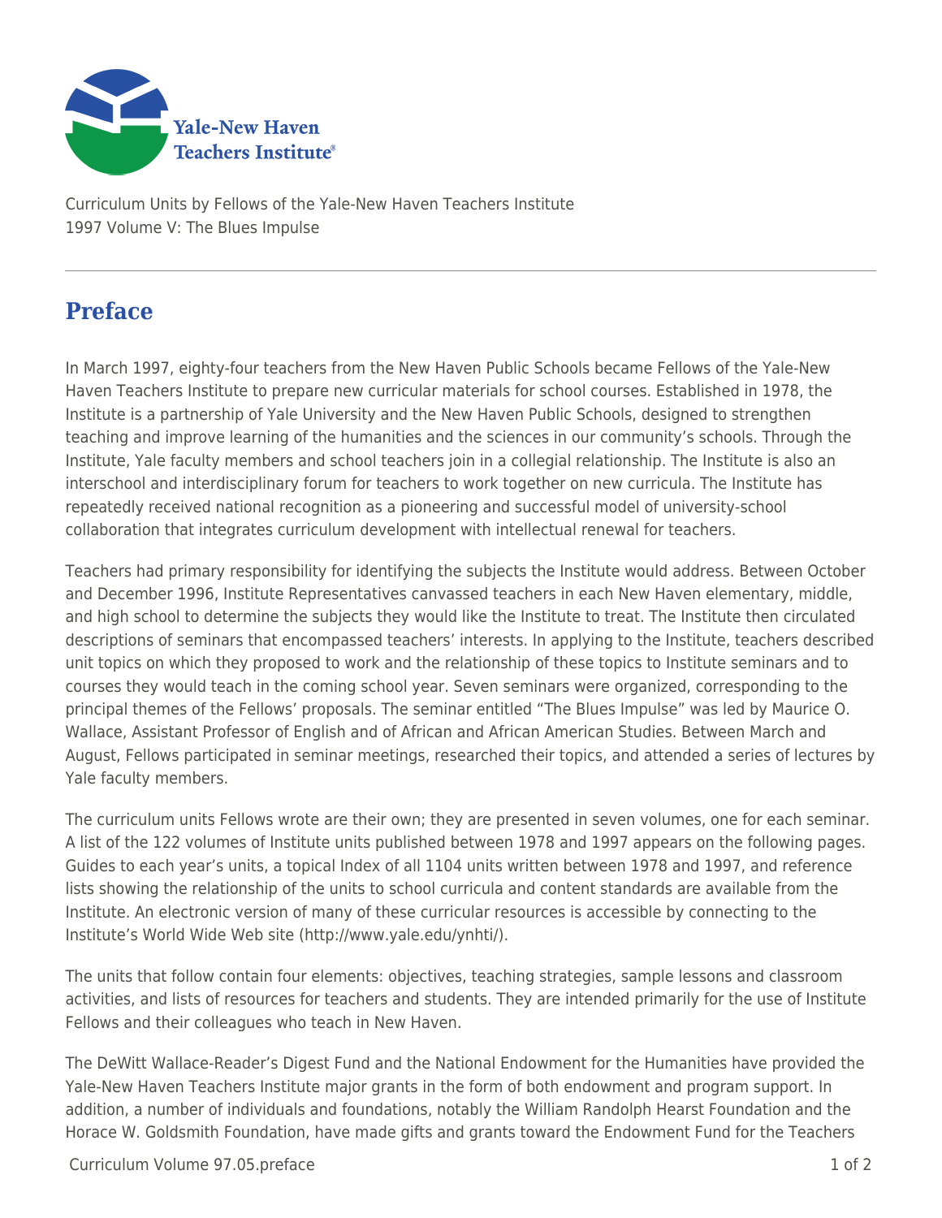Yale-New Haven Teachers Institute

Curriculum Units by Fellows of the Yale-New Haven Teachers Institute
1997 Volume V: The Blues Impulse

# Preface

In March 1997, eighty-four teachers from the New Haven Public Schools became Fellows of the Yale-New Haven Teachers Institute to prepare new curricular materials for school courses. Established in 1978, the Institute is a partnership of Yale University and the New Haven Public Schools, designed to strengthen teaching and improve learning of the humanities and the sciences in our community's schools. Through the Institute, Yale faculty members and school teachers join in a collegial relationship. The Institute is also an interschool and interdisciplinary forum for teachers to work together on new curricula. The Institute has repeatedly received national recognition as a pioneering and successful model of university-school collaboration that integrates curriculum development with intellectual renewal for teachers.

Teachers had primary responsibility for identifying the subjects the Institute would address. Between October and December 1996, Institute Representatives canvassed teachers in each New Haven elementary, middle, and high school to determine the subjects they would like the Institute to treat. The Institute then circulated descriptions of seminars that encompassed teachers' interests. In applying to the Institute, teachers described unit topics on which they proposed to work and the relationship of these topics to Institute seminars and to courses they would teach in the coming school year. Seven seminars were organized, corresponding to the principal themes of the Fellows' proposals. The seminar entitled "The Blues Impulse" was led by Maurice O. Wallace, Assistant Professor of English and of African and African American Studies. Between March and August, Fellows participated in seminar meetings, researched their topics, and attended a series of lectures by Yale faculty members.

The curriculum units Fellows wrote are their own; they are presented in seven volumes, one for each seminar. A list of the 122 volumes of Institute units published between 1978 and 1997 appears on the following pages. Guides to each year's units, a topical Index of all 1104 units written between 1978 and 1997, and reference lists showing the relationship of the units to school curricula and content standards are available from the Institute. An electronic version of many of these curricular resources is accessible by connecting to the Institute's World Wide Web site (http://www.yale.edu/ynhti/).

The units that follow contain four elements: objectives, teaching strategies, sample lessons and classroom activities, and lists of resources for teachers and students. They are intended primarily for the use of Institute Fellows and their colleagues who teach in New Haven.

The DeWitt Wallace-Reader's Digest Fund and the National Endowment for the Humanities have provided the Yale-New Haven Teachers Institute major grants in the form of both endowment and program support. In addition, a number of individuals and foundations, notably the William Randolph Hearst Foundation and the Horace W. Goldsmith Foundation, have made gifts and grants toward the Endowment Fund for the Teachers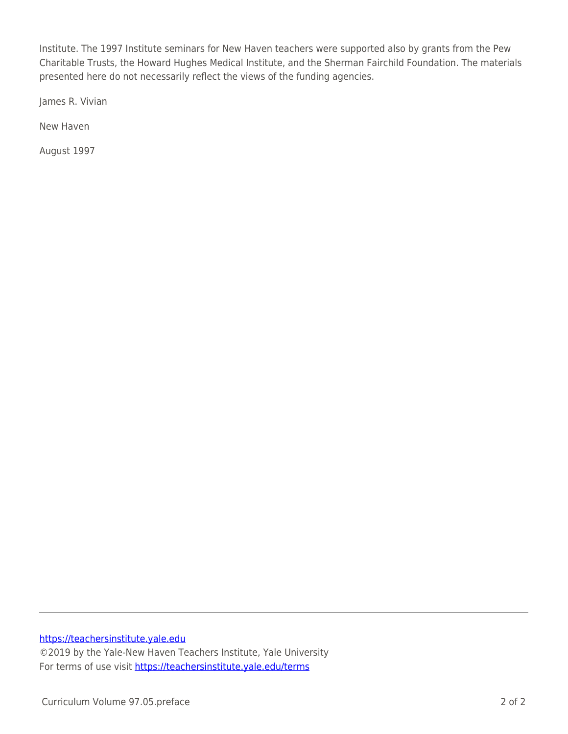Institute. The 1997 Institute seminars for New Haven teachers were supported also by grants from the Pew Charitable Trusts, the Howard Hughes Medical Institute, and the Sherman Fairchild Foundation. The materials presented here do not necessarily reflect the views of the funding agencies.

James R. Vivian

New Haven

August 1997

https://teachersinstitute.yale.edu
©2019 by the Yale-New Haven Teachers Institute, Yale University
For terms of use visit https://teachersinstitute.yale.edu/terms